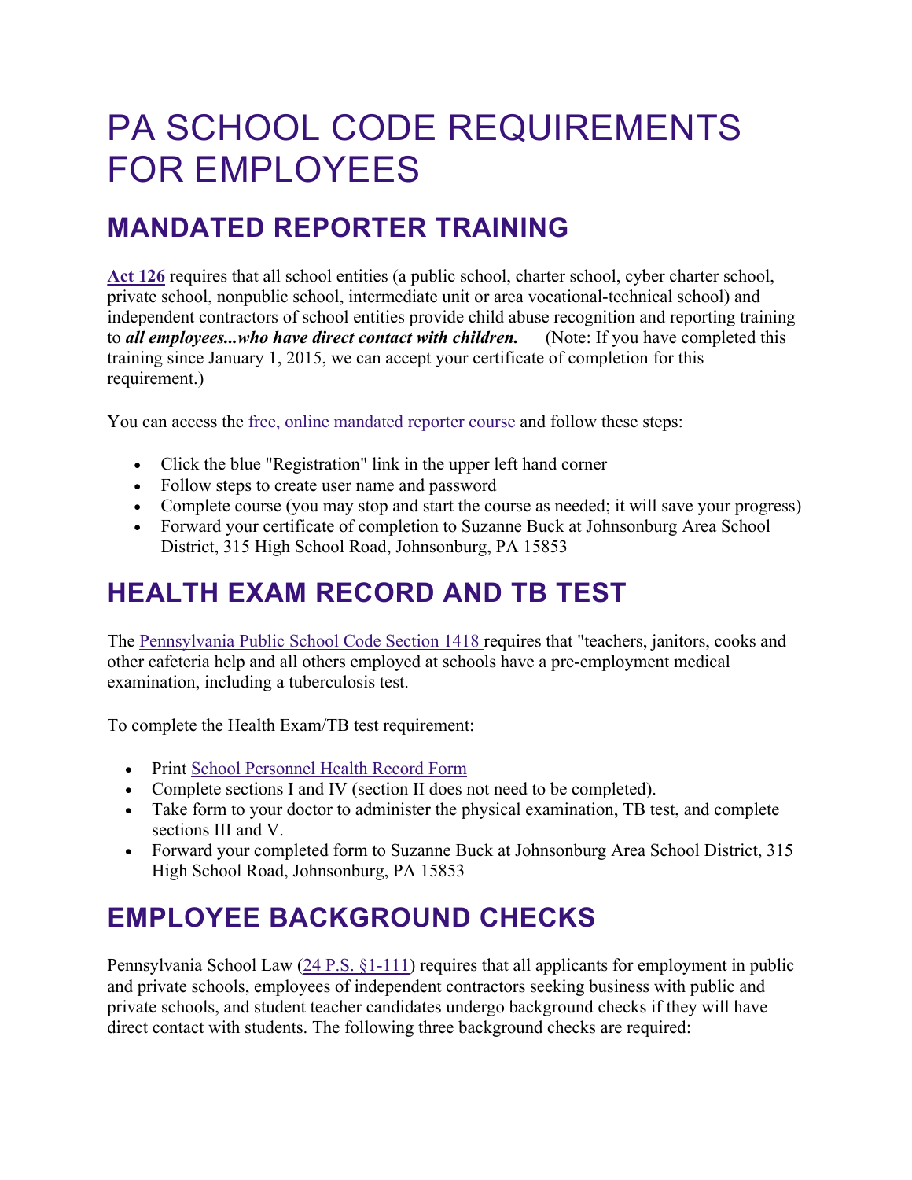# PA SCHOOL CODE REQUIREMENTS FOR EMPLOYEES

## MANDATED REPORTER TRAINING

**Act 126** requires that all school entities (a public school, charter school, cyber charter school, private school, nonpublic school, intermediate unit or area vocational-technical school) and independent contractors of school entities provide child abuse recognition and reporting training to ***all employees...who have direct contact with children.*** (Note: If you have completed this training since January 1, 2015, we can accept your certificate of completion for this requirement.)

You can access the free, online mandated reporter course and follow these steps:

- Click the blue "Registration" link in the upper left hand corner
- Follow steps to create user name and password
- Complete course (you may stop and start the course as needed; it will save your progress)
- Forward your certificate of completion to Suzanne Buck at Johnsonburg Area School District, 315 High School Road, Johnsonburg, PA 15853

## HEALTH EXAM RECORD AND TB TEST

The Pennsylvania Public School Code Section 1418 requires that "teachers, janitors, cooks and other cafeteria help and all others employed at schools have a pre-employment medical examination, including a tuberculosis test.

To complete the Health Exam/TB test requirement:

- Print School Personnel Health Record Form
- Complete sections I and IV (section II does not need to be completed).
- Take form to your doctor to administer the physical examination, TB test, and complete sections III and V.
- Forward your completed form to Suzanne Buck at Johnsonburg Area School District, 315 High School Road, Johnsonburg, PA 15853

## EMPLOYEE BACKGROUND CHECKS

Pennsylvania School Law (24 P.S. §1-111) requires that all applicants for employment in public and private schools, employees of independent contractors seeking business with public and private schools, and student teacher candidates undergo background checks if they will have direct contact with students. The following three background checks are required: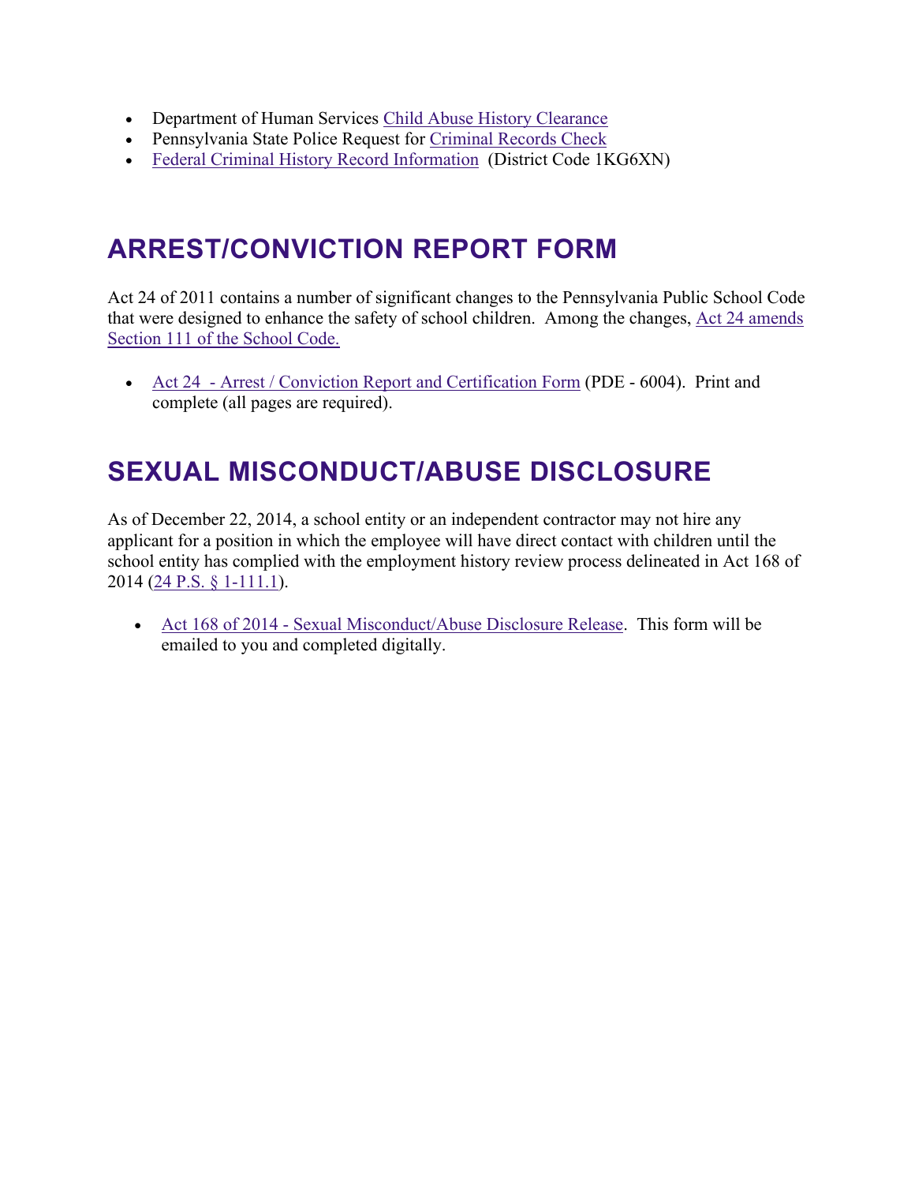- Department of Human Services Child Abuse History Clearance
- Pennsylvania State Police Request for Criminal Records Check
- Federal Criminal History Record Information (District Code 1KG6XN)

## ARREST/CONVICTION REPORT FORM

Act 24 of 2011 contains a number of significant changes to the Pennsylvania Public School Code that were designed to enhance the safety of school children. Among the changes, Act 24 amends Section 111 of the School Code.

- Act 24 - Arrest / Conviction Report and Certification Form (PDE - 6004). Print and complete (all pages are required).

## SEXUAL MISCONDUCT/ABUSE DISCLOSURE

As of December 22, 2014, a school entity or an independent contractor may not hire any applicant for a position in which the employee will have direct contact with children until the school entity has complied with the employment history review process delineated in Act 168 of 2014 (24 P.S. § 1-111.1).

- Act 168 of 2014 - Sexual Misconduct/Abuse Disclosure Release. This form will be emailed to you and completed digitally.